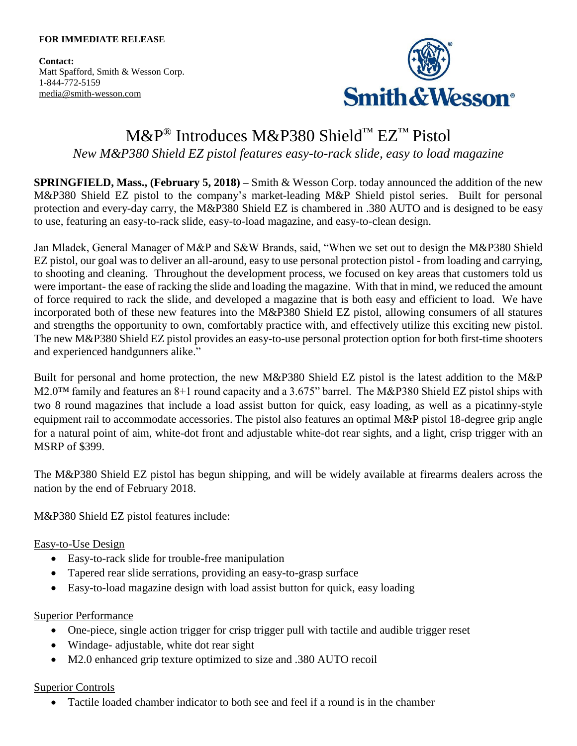**FOR IMMEDIATE RELEASE**

**Contact:**
Matt Spafford, Smith & Wesson Corp.
1-844-772-5159
media@smith-wesson.com

# M&P® Introduces M&P380 Shield™ EZ™ Pistol

*New M&P380 Shield EZ pistol features easy-to-rack slide, easy to load magazine*

**SPRINGFIELD, Mass., (February 5, 2018) –** Smith & Wesson Corp. today announced the addition of the new M&P380 Shield EZ pistol to the company's market-leading M&P Shield pistol series. Built for personal protection and every-day carry, the M&P380 Shield EZ is chambered in .380 AUTO and is designed to be easy to use, featuring an easy-to-rack slide, easy-to-load magazine, and easy-to-clean design.

Jan Mladek, General Manager of M&P and S&W Brands, said, "When we set out to design the M&P380 Shield EZ pistol, our goal was to deliver an all-around, easy to use personal protection pistol - from loading and carrying, to shooting and cleaning. Throughout the development process, we focused on key areas that customers told us were important- the ease of racking the slide and loading the magazine. With that in mind, we reduced the amount of force required to rack the slide, and developed a magazine that is both easy and efficient to load. We have incorporated both of these new features into the M&P380 Shield EZ pistol, allowing consumers of all statures and strengths the opportunity to own, comfortably practice with, and effectively utilize this exciting new pistol. The new M&P380 Shield EZ pistol provides an easy-to-use personal protection option for both first-time shooters and experienced handgunners alike."

Built for personal and home protection, the new M&P380 Shield EZ pistol is the latest addition to the M&P M2.0™ family and features an 8+1 round capacity and a 3.675" barrel. The M&P380 Shield EZ pistol ships with two 8 round magazines that include a load assist button for quick, easy loading, as well as a picatinny-style equipment rail to accommodate accessories. The pistol also features an optimal M&P pistol 18-degree grip angle for a natural point of aim, white-dot front and adjustable white-dot rear sights, and a light, crisp trigger with an MSRP of $399.

The M&P380 Shield EZ pistol has begun shipping, and will be widely available at firearms dealers across the nation by the end of February 2018.

M&P380 Shield EZ pistol features include:

Easy-to-Use Design

- Easy-to-rack slide for trouble-free manipulation
- Tapered rear slide serrations, providing an easy-to-grasp surface
- Easy-to-load magazine design with load assist button for quick, easy loading

Superior Performance

- One-piece, single action trigger for crisp trigger pull with tactile and audible trigger reset
- Windage- adjustable, white dot rear sight
- M2.0 enhanced grip texture optimized to size and .380 AUTO recoil

Superior Controls

- Tactile loaded chamber indicator to both see and feel if a round is in the chamber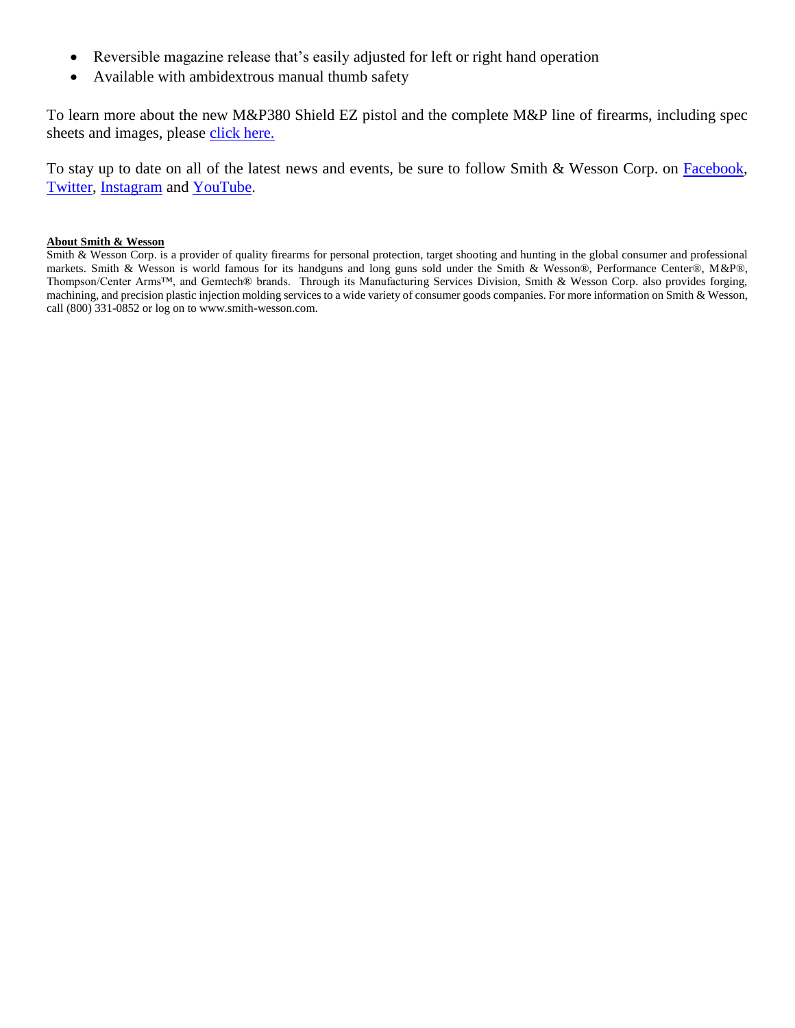- Reversible magazine release that's easily adjusted for left or right hand operation
- Available with ambidextrous manual thumb safety

To learn more about the new M&P380 Shield EZ pistol and the complete M&P line of firearms, including spec sheets and images, please click here.

To stay up to date on all of the latest news and events, be sure to follow Smith & Wesson Corp. on Facebook, Twitter, Instagram and YouTube.

**About Smith & Wesson**

Smith & Wesson Corp. is a provider of quality firearms for personal protection, target shooting and hunting in the global consumer and professional markets. Smith & Wesson is world famous for its handguns and long guns sold under the Smith & Wesson®, Performance Center®, M&P®, Thompson/Center Arms™, and Gemtech® brands. Through its Manufacturing Services Division, Smith & Wesson Corp. also provides forging, machining, and precision plastic injection molding services to a wide variety of consumer goods companies. For more information on Smith & Wesson, call (800) 331-0852 or log on to www.smith-wesson.com.